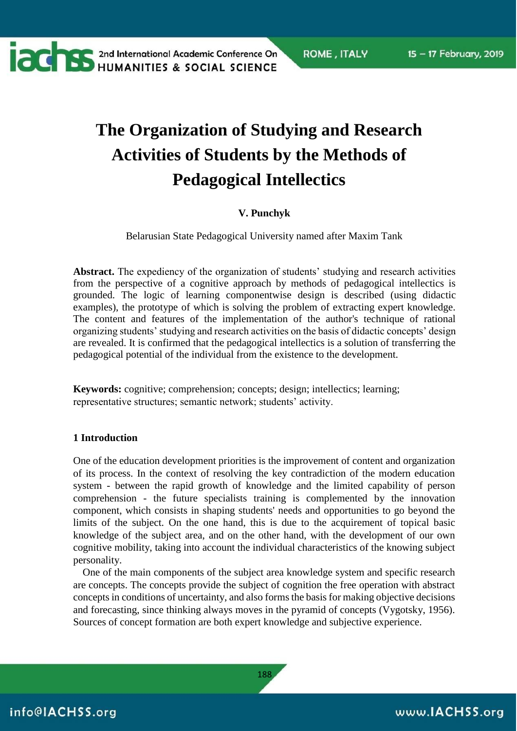# The Organization of Studying and Research Activities of Students by the Methods of Pedagogical Intellectics

**V. Punchyk**

Belarusian State Pedagogical University named after Maxim Tank

**Abstract.** The expediency of the organization of students' studying and research activities from the perspective of a cognitive approach by methods of pedagogical intellectics is grounded. The logic of learning componentwise design is described (using didactic examples), the prototype of which is solving the problem of extracting expert knowledge. The content and features of the implementation of the author's technique of rational organizing students' studying and research activities on the basis of didactic concepts' design are revealed. It is confirmed that the pedagogical intellectics is a solution of transferring the pedagogical potential of the individual from the existence to the development.

**Keywords:** cognitive; comprehension; concepts; design; intellectics; learning; representative structures; semantic network; students' activity.

## 1 Introduction

One of the education development priorities is the improvement of content and organization of its process. In the context of resolving the key contradiction of the modern education system - between the rapid growth of knowledge and the limited capability of person comprehension - the future specialists training is complemented by the innovation component, which consists in shaping students' needs and opportunities to go beyond the limits of the subject. On the one hand, this is due to the acquirement of topical basic knowledge of the subject area, and on the other hand, with the development of our own cognitive mobility, taking into account the individual characteristics of the knowing subject personality.

One of the main components of the subject area knowledge system and specific research are concepts. The concepts provide the subject of cognition the free operation with abstract concepts in conditions of uncertainty, and also forms the basis for making objective decisions and forecasting, since thinking always moves in the pyramid of concepts (Vygotsky, 1956). Sources of concept formation are both expert knowledge and subjective experience.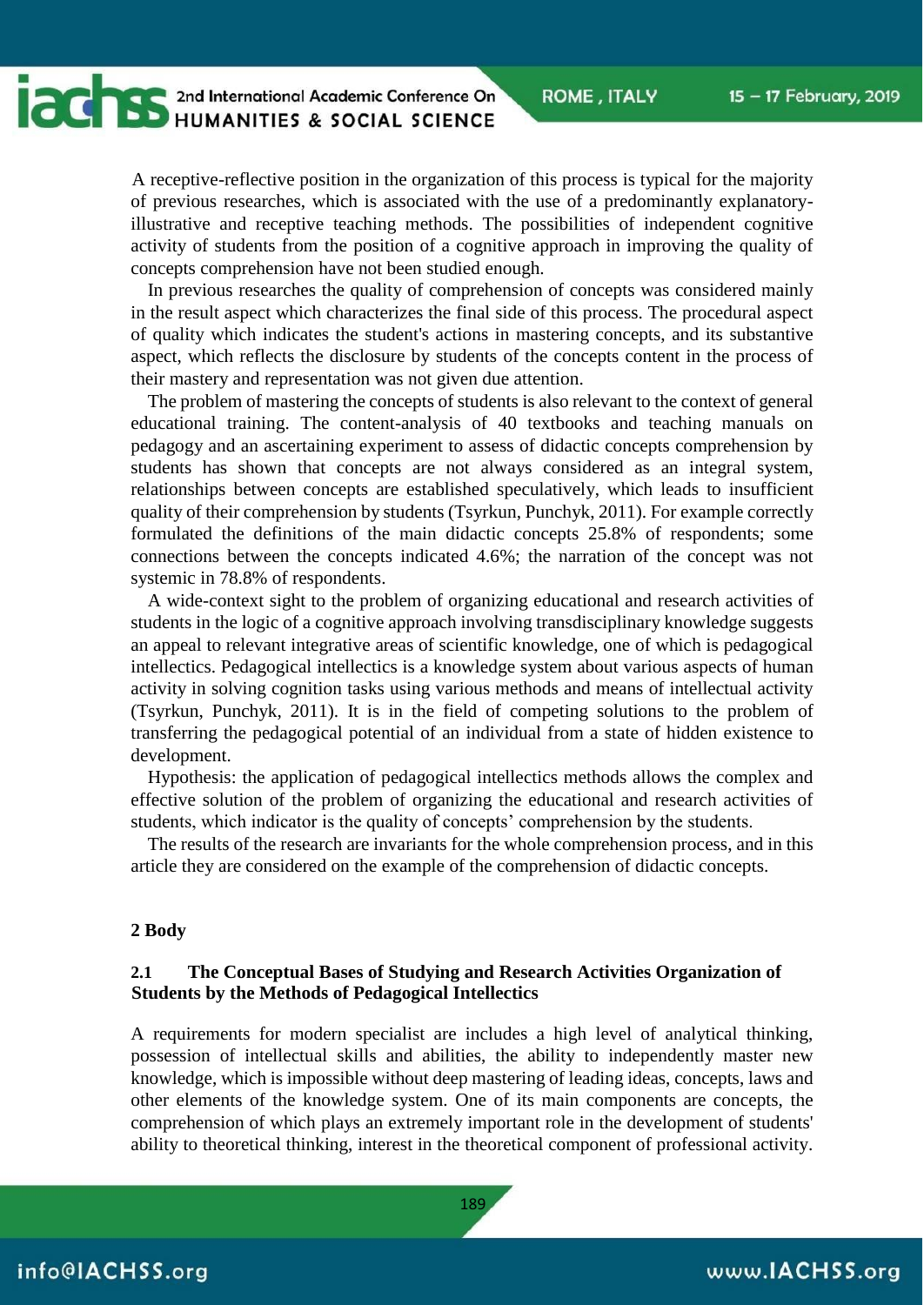A receptive-reflective position in the organization of this process is typical for the majority of previous researches, which is associated with the use of a predominantly explanatory-illustrative and receptive teaching methods. The possibilities of independent cognitive activity of students from the position of a cognitive approach in improving the quality of concepts comprehension have not been studied enough.

In previous researches the quality of comprehension of concepts was considered mainly in the result aspect which characterizes the final side of this process. The procedural aspect of quality which indicates the student's actions in mastering concepts, and its substantive aspect, which reflects the disclosure by students of the concepts content in the process of their mastery and representation was not given due attention.

The problem of mastering the concepts of students is also relevant to the context of general educational training. The content-analysis of 40 textbooks and teaching manuals on pedagogy and an ascertaining experiment to assess of didactic concepts comprehension by students has shown that concepts are not always considered as an integral system, relationships between concepts are established speculatively, which leads to insufficient quality of their comprehension by students (Tsyrkun, Punchyk, 2011). For example correctly formulated the definitions of the main didactic concepts 25.8% of respondents; some connections between the concepts indicated 4.6%; the narration of the concept was not systemic in 78.8% of respondents.

A wide-context sight to the problem of organizing educational and research activities of students in the logic of a cognitive approach involving transdisciplinary knowledge suggests an appeal to relevant integrative areas of scientific knowledge, one of which is pedagogical intellectics. Pedagogical intellectics is a knowledge system about various aspects of human activity in solving cognition tasks using various methods and means of intellectual activity (Tsyrkun, Punchyk, 2011). It is in the field of competing solutions to the problem of transferring the pedagogical potential of an individual from a state of hidden existence to development.

Hypothesis: the application of pedagogical intellectics methods allows the complex and effective solution of the problem of organizing the educational and research activities of students, which indicator is the quality of concepts' comprehension by the students.

The results of the research are invariants for the whole comprehension process, and in this article they are considered on the example of the comprehension of didactic concepts.

## 2 Body

### 2.1 The Conceptual Bases of Studying and Research Activities Organization of Students by the Methods of Pedagogical Intellectics

A requirements for modern specialist are includes a high level of analytical thinking, possession of intellectual skills and abilities, the ability to independently master new knowledge, which is impossible without deep mastering of leading ideas, concepts, laws and other elements of the knowledge system. One of its main components are concepts, the comprehension of which plays an extremely important role in the development of students' ability to theoretical thinking, interest in the theoretical component of professional activity.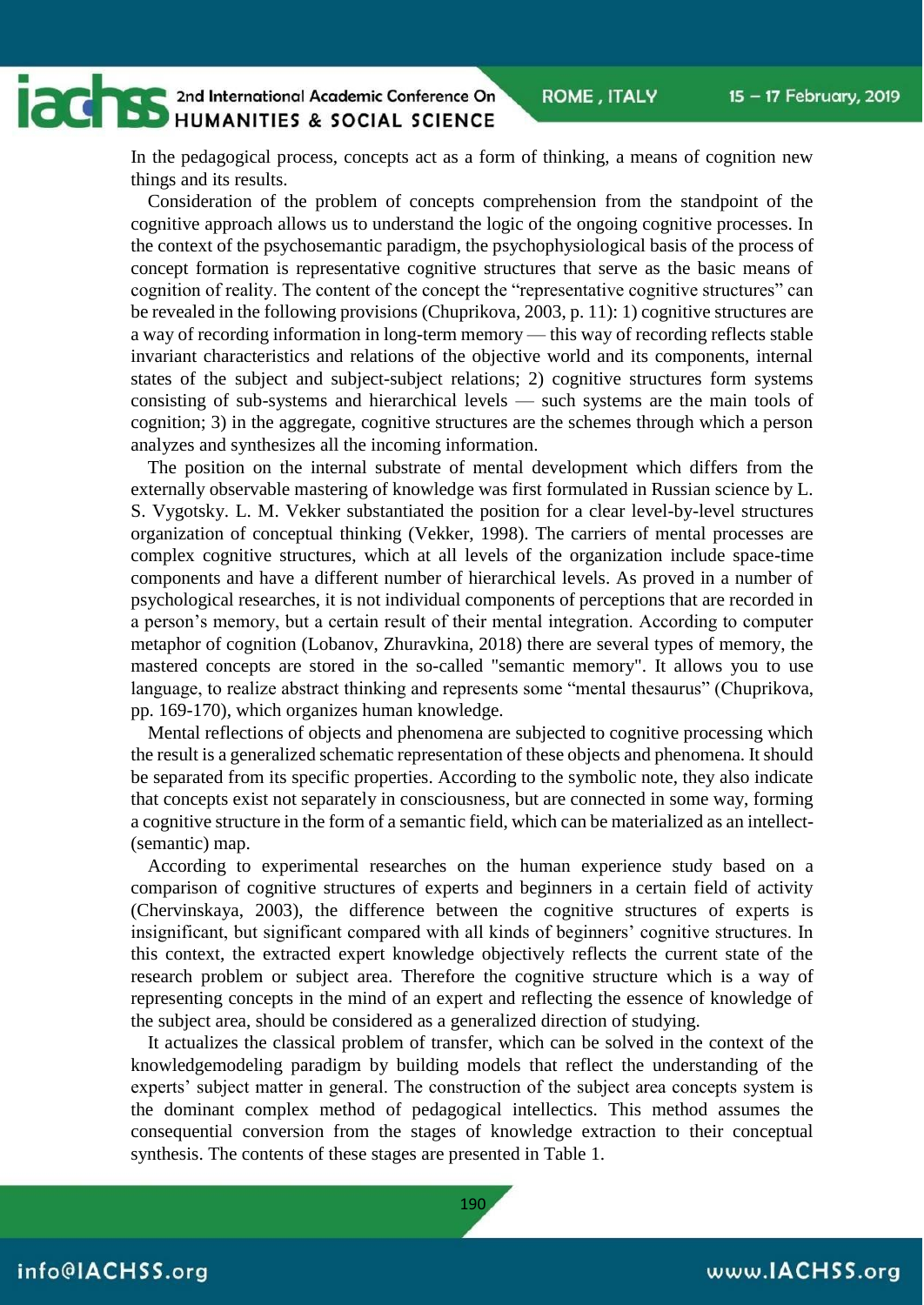In the pedagogical process, concepts act as a form of thinking, a means of cognition new things and its results.

Consideration of the problem of concepts comprehension from the standpoint of the cognitive approach allows us to understand the logic of the ongoing cognitive processes. In the context of the psychosemantic paradigm, the psychophysiological basis of the process of concept formation is representative cognitive structures that serve as the basic means of cognition of reality. The content of the concept the "representative cognitive structures" can be revealed in the following provisions (Chuprikova, 2003, p. 11): 1) cognitive structures are a way of recording information in long-term memory — this way of recording reflects stable invariant characteristics and relations of the objective world and its components, internal states of the subject and subject-subject relations; 2) cognitive structures form systems consisting of sub-systems and hierarchical levels — such systems are the main tools of cognition; 3) in the aggregate, cognitive structures are the schemes through which a person analyzes and synthesizes all the incoming information.

The position on the internal substrate of mental development which differs from the externally observable mastering of knowledge was first formulated in Russian science by L. S. Vygotsky. L. M. Vekker substantiated the position for a clear level-by-level structures organization of conceptual thinking (Vekker, 1998). The carriers of mental processes are complex cognitive structures, which at all levels of the organization include space-time components and have a different number of hierarchical levels. As proved in a number of psychological researches, it is not individual components of perceptions that are recorded in a person's memory, but a certain result of their mental integration. According to computer metaphor of cognition (Lobanov, Zhuravkina, 2018) there are several types of memory, the mastered concepts are stored in the so-called "semantic memory". It allows you to use language, to realize abstract thinking and represents some "mental thesaurus" (Chuprikova, pp. 169-170), which organizes human knowledge.

Mental reflections of objects and phenomena are subjected to cognitive processing which the result is a generalized schematic representation of these objects and phenomena. It should be separated from its specific properties. According to the symbolic note, they also indicate that concepts exist not separately in consciousness, but are connected in some way, forming a cognitive structure in the form of a semantic field, which can be materialized as an intellect-(semantic) map.

According to experimental researches on the human experience study based on a comparison of cognitive structures of experts and beginners in a certain field of activity (Chervinskaya, 2003), the difference between the cognitive structures of experts is insignificant, but significant compared with all kinds of beginners' cognitive structures. In this context, the extracted expert knowledge objectively reflects the current state of the research problem or subject area. Therefore the cognitive structure which is a way of representing concepts in the mind of an expert and reflecting the essence of knowledge of the subject area, should be considered as a generalized direction of studying.

It actualizes the classical problem of transfer, which can be solved in the context of the knowledgemodeling paradigm by building models that reflect the understanding of the experts' subject matter in general. The construction of the subject area concepts system is the dominant complex method of pedagogical intellectics. This method assumes the consequential conversion from the stages of knowledge extraction to their conceptual synthesis. The contents of these stages are presented in Table 1.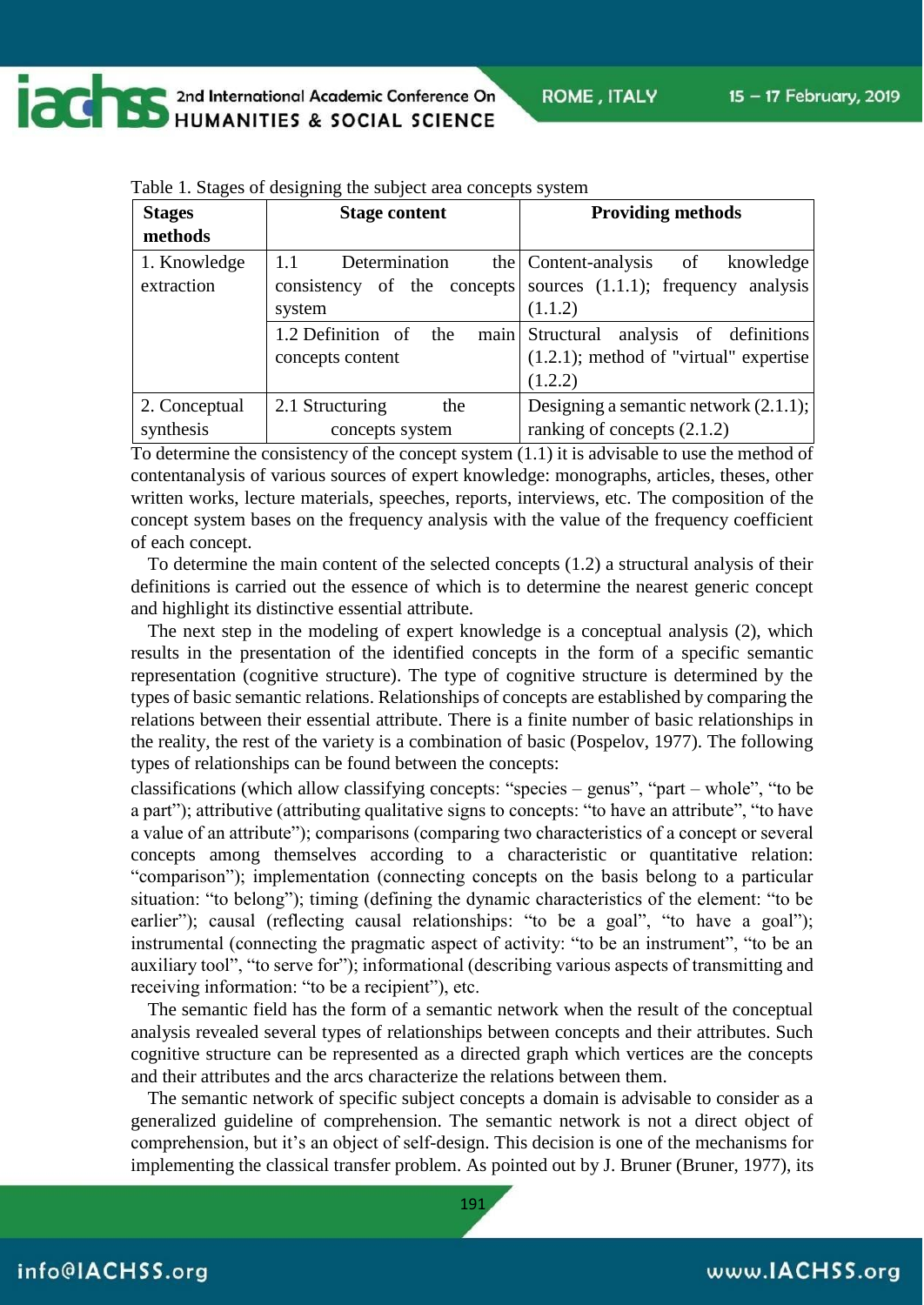Table 1. Stages of designing the subject area concepts system

| Stages methods | Stage content | Providing methods |
|---|---|---|
| 1. Knowledge extraction | 1.1 Determination the consistency of the concepts system | Content-analysis of knowledge sources (1.1.1); frequency analysis (1.1.2) |
| | 1.2 Definition of the main concepts content | Structural analysis of definitions (1.2.1); method of "virtual" expertise (1.2.2) |
| 2. Conceptual synthesis | 2.1 Structuring the concepts system | Designing a semantic network (2.1.1); ranking of concepts (2.1.2) |

To determine the consistency of the concept system (1.1) it is advisable to use the method of contentanalysis of various sources of expert knowledge: monographs, articles, theses, other written works, lecture materials, speeches, reports, interviews, etc. The composition of the concept system bases on the frequency analysis with the value of the frequency coefficient of each concept.

To determine the main content of the selected concepts (1.2) a structural analysis of their definitions is carried out the essence of which is to determine the nearest generic concept and highlight its distinctive essential attribute.

The next step in the modeling of expert knowledge is a conceptual analysis (2), which results in the presentation of the identified concepts in the form of a specific semantic representation (cognitive structure). The type of cognitive structure is determined by the types of basic semantic relations. Relationships of concepts are established by comparing the relations between their essential attribute. There is a finite number of basic relationships in the reality, the rest of the variety is a combination of basic (Pospelov, 1977). The following types of relationships can be found between the concepts:

classifications (which allow classifying concepts: "species – genus", "part – whole", "to be a part"); attributive (attributing qualitative signs to concepts: "to have an attribute", "to have a value of an attribute"); comparisons (comparing two characteristics of a concept or several concepts among themselves according to a characteristic or quantitative relation: "comparison"); implementation (connecting concepts on the basis belong to a particular situation: "to belong"); timing (defining the dynamic characteristics of the element: "to be earlier"); causal (reflecting causal relationships: "to be a goal", "to have a goal"); instrumental (connecting the pragmatic aspect of activity: "to be an instrument", "to be an auxiliary tool", "to serve for"); informational (describing various aspects of transmitting and receiving information: "to be a recipient"), etc.

The semantic field has the form of a semantic network when the result of the conceptual analysis revealed several types of relationships between concepts and their attributes. Such cognitive structure can be represented as a directed graph which vertices are the concepts and their attributes and the arcs characterize the relations between them.

The semantic network of specific subject concepts a domain is advisable to consider as a generalized guideline of comprehension. The semantic network is not a direct object of comprehension, but it's an object of self-design. This decision is one of the mechanisms for implementing the classical transfer problem. As pointed out by J. Bruner (Bruner, 1977), its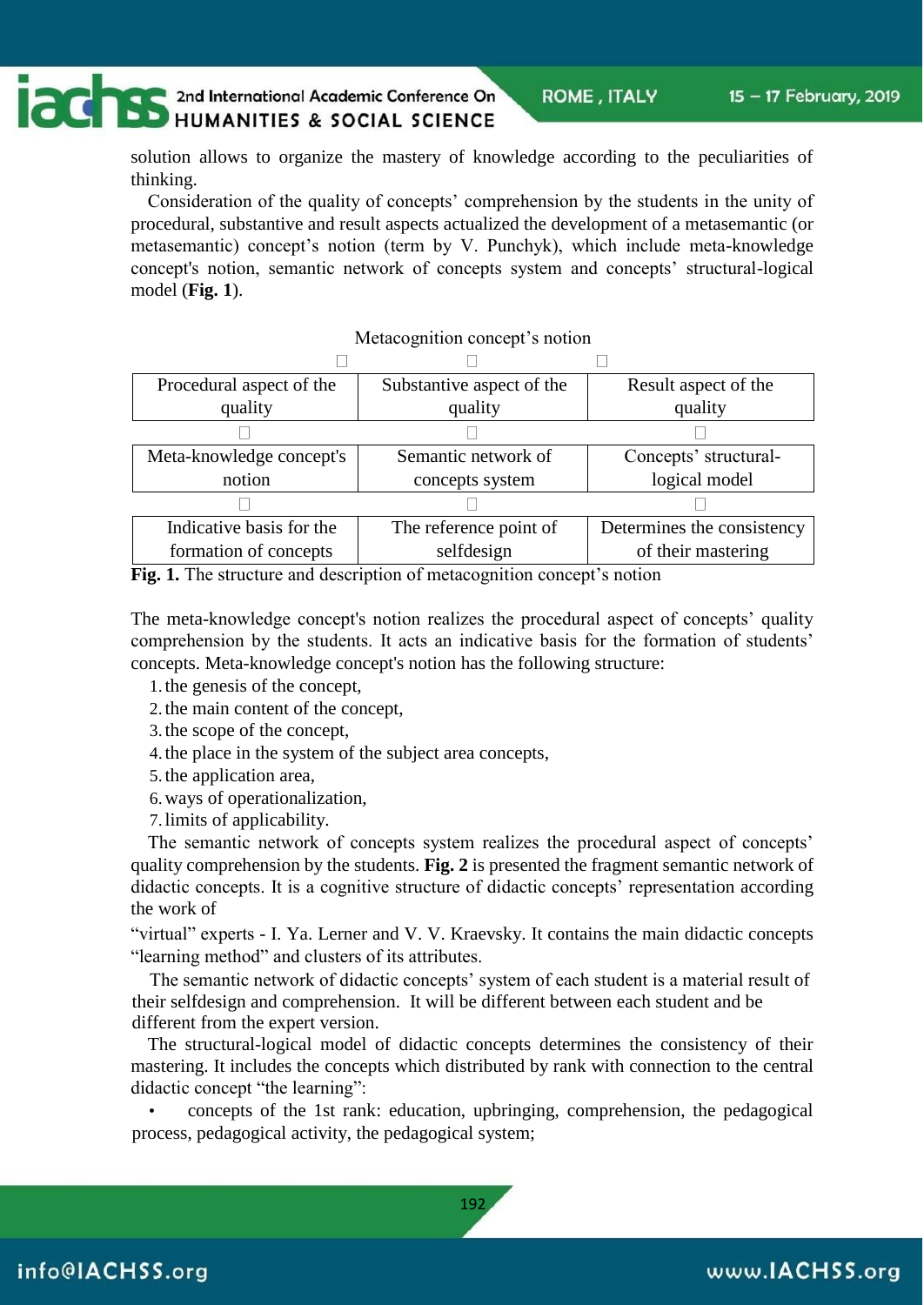solution allows to organize the mastery of knowledge according to the peculiarities of thinking.

Consideration of the quality of concepts' comprehension by the students in the unity of procedural, substantive and result aspects actualized the development of a metasemantic (or metasemantic) concept's notion (term by V. Punchyk), which include meta-knowledge concept's notion, semantic network of concepts system and concepts' structural-logical model (**Fig. 1**).

Metacognition concept's notion

| Procedural aspect of the quality | Substantive aspect of the quality | Result aspect of the quality |
|---|---|---|
| Meta-knowledge concept's notion | Semantic network of concepts system | Concepts' structural-logical model |
| Indicative basis for the formation of concepts | The reference point of selfdesign | Determines the consistency of their mastering |

**Fig. 1.** The structure and description of metacognition concept's notion

The meta-knowledge concept's notion realizes the procedural aspect of concepts' quality comprehension by the students. It acts an indicative basis for the formation of students' concepts. Meta-knowledge concept's notion has the following structure:

1. the genesis of the concept,
2. the main content of the concept,
3. the scope of the concept,
4. the place in the system of the subject area concepts,
5. the application area,
6. ways of operationalization,
7. limits of applicability.

The semantic network of concepts system realizes the procedural aspect of concepts' quality comprehension by the students. **Fig. 2** is presented the fragment semantic network of didactic concepts. It is a cognitive structure of didactic concepts' representation according the work of "virtual" experts - I. Ya. Lerner and V. V. Kraevsky. It contains the main didactic concepts "learning method" and clusters of its attributes.

The semantic network of didactic concepts' system of each student is a material result of their selfdesign and comprehension. It will be different between each student and be different from the expert version.

The structural-logical model of didactic concepts determines the consistency of their mastering. It includes the concepts which distributed by rank with connection to the central didactic concept "the learning":

- concepts of the 1st rank: education, upbringing, comprehension, the pedagogical process, pedagogical activity, the pedagogical system;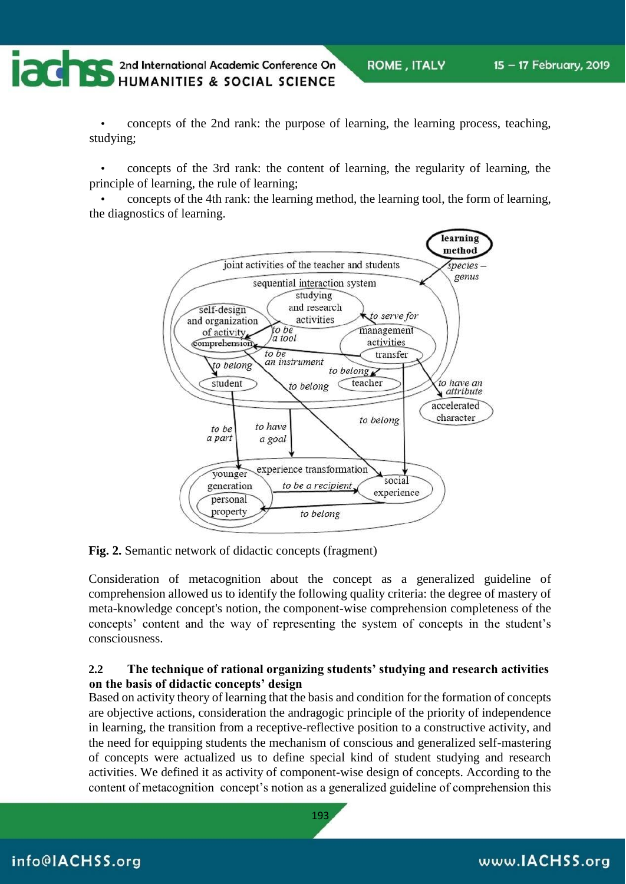- concepts of the 2nd rank: the purpose of learning, the learning process, teaching, studying;

- concepts of the 3rd rank: the content of learning, the regularity of learning, the principle of learning, the rule of learning;
- concepts of the 4th rank: the learning method, the learning tool, the form of learning, the diagnostics of learning.

**Fig. 2.** Semantic network of didactic concepts (fragment)

Consideration of metacognition about the concept as a generalized guideline of comprehension allowed us to identify the following quality criteria: the degree of mastery of meta-knowledge concept's notion, the component-wise comprehension completeness of the concepts' content and the way of representing the system of concepts in the student's consciousness.

### 2.2 The technique of rational organizing students' studying and research activities on the basis of didactic concepts' design

Based on activity theory of learning that the basis and condition for the formation of concepts are objective actions, consideration the andragogic principle of the priority of independence in learning, the transition from a receptive-reflective position to a constructive activity, and the need for equipping students the mechanism of conscious and generalized self-mastering of concepts were actualized us to define special kind of student studying and research activities. We defined it as activity of component-wise design of concepts. According to the content of metacognition concept's notion as a generalized guideline of comprehension this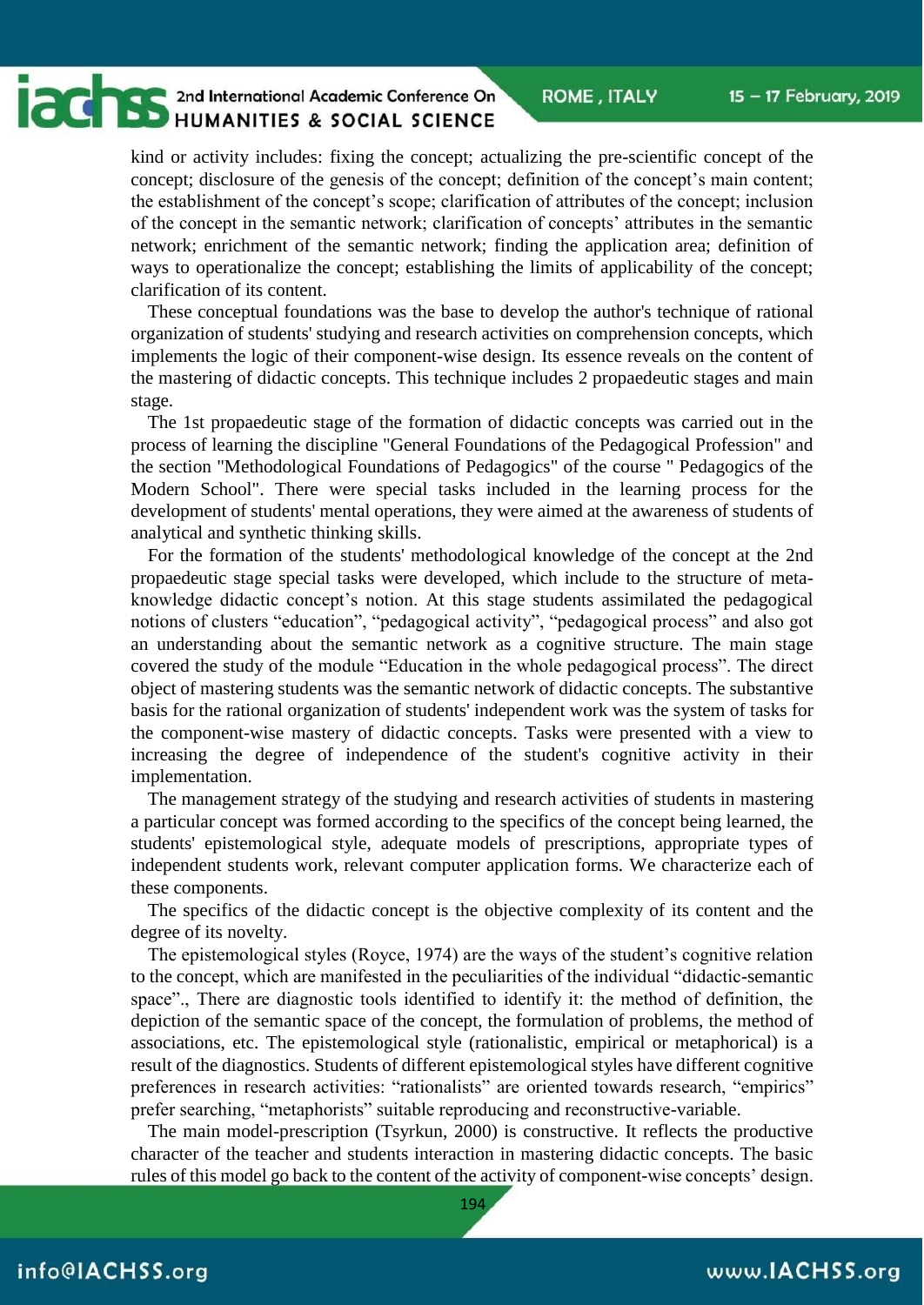kind or activity includes: fixing the concept; actualizing the pre-scientific concept of the concept; disclosure of the genesis of the concept; definition of the concept's main content; the establishment of the concept's scope; clarification of attributes of the concept; inclusion of the concept in the semantic network; clarification of concepts' attributes in the semantic network; enrichment of the semantic network; finding the application area; definition of ways to operationalize the concept; establishing the limits of applicability of the concept; clarification of its content.

These conceptual foundations was the base to develop the author's technique of rational organization of students' studying and research activities on comprehension concepts, which implements the logic of their component-wise design. Its essence reveals on the content of the mastering of didactic concepts. This technique includes 2 propaedeutic stages and main stage.

The 1st propaedeutic stage of the formation of didactic concepts was carried out in the process of learning the discipline "General Foundations of the Pedagogical Profession" and the section "Methodological Foundations of Pedagogics" of the course " Pedagogics of the Modern School". There were special tasks included in the learning process for the development of students' mental operations, they were aimed at the awareness of students of analytical and synthetic thinking skills.

For the formation of the students' methodological knowledge of the concept at the 2nd propaedeutic stage special tasks were developed, which include to the structure of meta-knowledge didactic concept's notion. At this stage students assimilated the pedagogical notions of clusters "education", "pedagogical activity", "pedagogical process" and also got an understanding about the semantic network as a cognitive structure. The main stage covered the study of the module "Education in the whole pedagogical process". The direct object of mastering students was the semantic network of didactic concepts. The substantive basis for the rational organization of students' independent work was the system of tasks for the component-wise mastery of didactic concepts. Tasks were presented with a view to increasing the degree of independence of the student's cognitive activity in their implementation.

The management strategy of the studying and research activities of students in mastering a particular concept was formed according to the specifics of the concept being learned, the students' epistemological style, adequate models of prescriptions, appropriate types of independent students work, relevant computer application forms. We characterize each of these components.

The specifics of the didactic concept is the objective complexity of its content and the degree of its novelty.

The epistemological styles (Royce, 1974) are the ways of the student's cognitive relation to the concept, which are manifested in the peculiarities of the individual "didactic-semantic space"., There are diagnostic tools identified to identify it: the method of definition, the depiction of the semantic space of the concept, the formulation of problems, the method of associations, etc. The epistemological style (rationalistic, empirical or metaphorical) is a result of the diagnostics. Students of different epistemological styles have different cognitive preferences in research activities: "rationalists" are oriented towards research, "empirics" prefer searching, "metaphorists" suitable reproducing and reconstructive-variable.

The main model-prescription (Tsyrkun, 2000) is constructive. It reflects the productive character of the teacher and students interaction in mastering didactic concepts. The basic rules of this model go back to the content of the activity of component-wise concepts' design.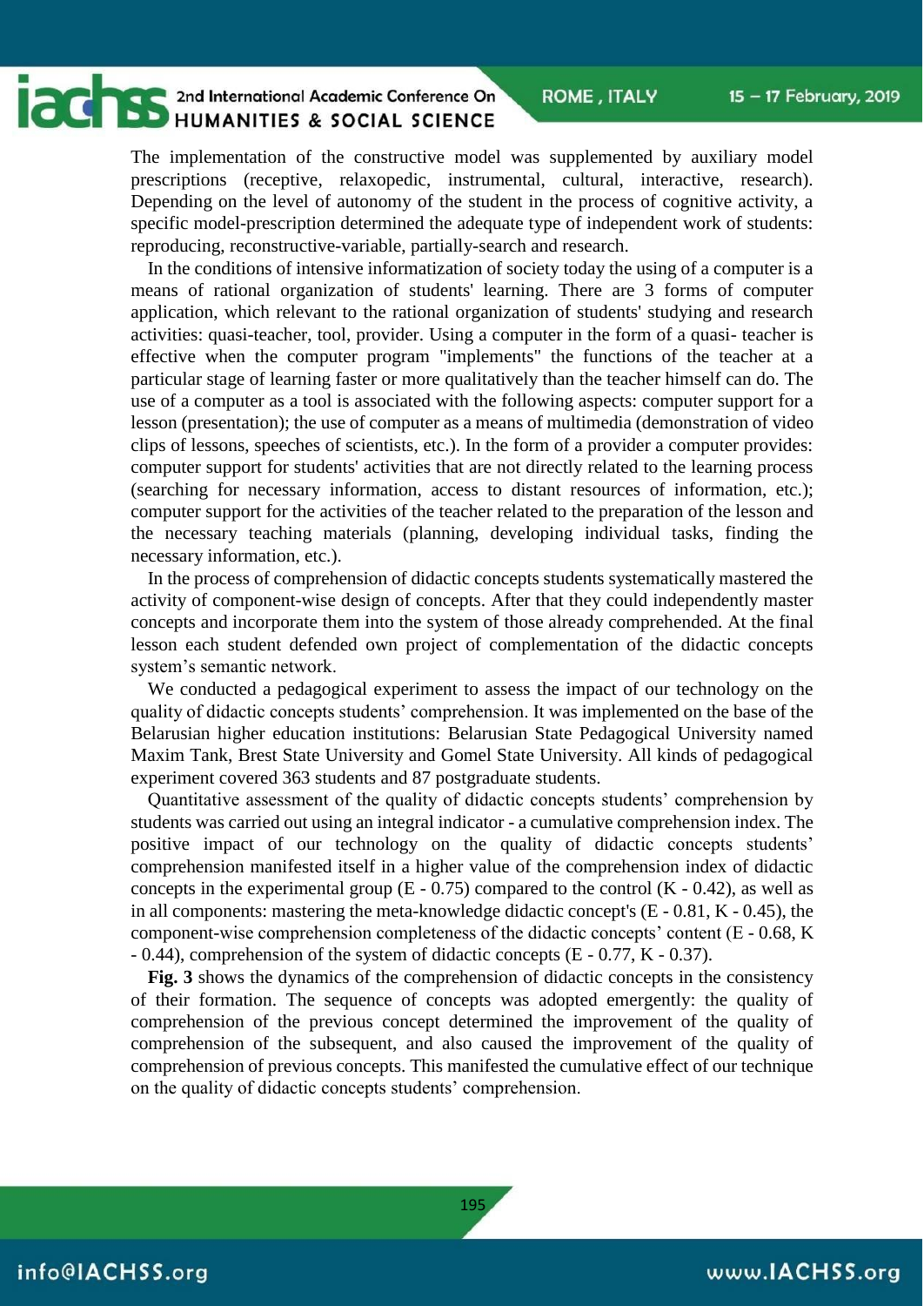The implementation of the constructive model was supplemented by auxiliary model prescriptions (receptive, relaxopedic, instrumental, cultural, interactive, research). Depending on the level of autonomy of the student in the process of cognitive activity, a specific model-prescription determined the adequate type of independent work of students: reproducing, reconstructive-variable, partially-search and research.

In the conditions of intensive informatization of society today the using of a computer is a means of rational organization of students' learning. There are 3 forms of computer application, which relevant to the rational organization of students' studying and research activities: quasi-teacher, tool, provider. Using a computer in the form of a quasi- teacher is effective when the computer program "implements" the functions of the teacher at a particular stage of learning faster or more qualitatively than the teacher himself can do. The use of a computer as a tool is associated with the following aspects: computer support for a lesson (presentation); the use of computer as a means of multimedia (demonstration of video clips of lessons, speeches of scientists, etc.). In the form of a provider a computer provides: computer support for students' activities that are not directly related to the learning process (searching for necessary information, access to distant resources of information, etc.); computer support for the activities of the teacher related to the preparation of the lesson and the necessary teaching materials (planning, developing individual tasks, finding the necessary information, etc.).

In the process of comprehension of didactic concepts students systematically mastered the activity of component-wise design of concepts. After that they could independently master concepts and incorporate them into the system of those already comprehended. At the final lesson each student defended own project of complementation of the didactic concepts system's semantic network.

We conducted a pedagogical experiment to assess the impact of our technology on the quality of didactic concepts students' comprehension. It was implemented on the base of the Belarusian higher education institutions: Belarusian State Pedagogical University named Maxim Tank, Brest State University and Gomel State University. All kinds of pedagogical experiment covered 363 students and 87 postgraduate students.

Quantitative assessment of the quality of didactic concepts students' comprehension by students was carried out using an integral indicator - a cumulative comprehension index. The positive impact of our technology on the quality of didactic concepts students' comprehension manifested itself in a higher value of the comprehension index of didactic concepts in the experimental group (E - 0.75) compared to the control (K - 0.42), as well as in all components: mastering the meta-knowledge didactic concept's (E - 0.81, K - 0.45), the component-wise comprehension completeness of the didactic concepts' content (E - 0.68, K - 0.44), comprehension of the system of didactic concepts (E - 0.77, K - 0.37).

**Fig. 3** shows the dynamics of the comprehension of didactic concepts in the consistency of their formation. The sequence of concepts was adopted emergently: the quality of comprehension of the previous concept determined the improvement of the quality of comprehension of the subsequent, and also caused the improvement of the quality of comprehension of previous concepts. This manifested the cumulative effect of our technique on the quality of didactic concepts students' comprehension.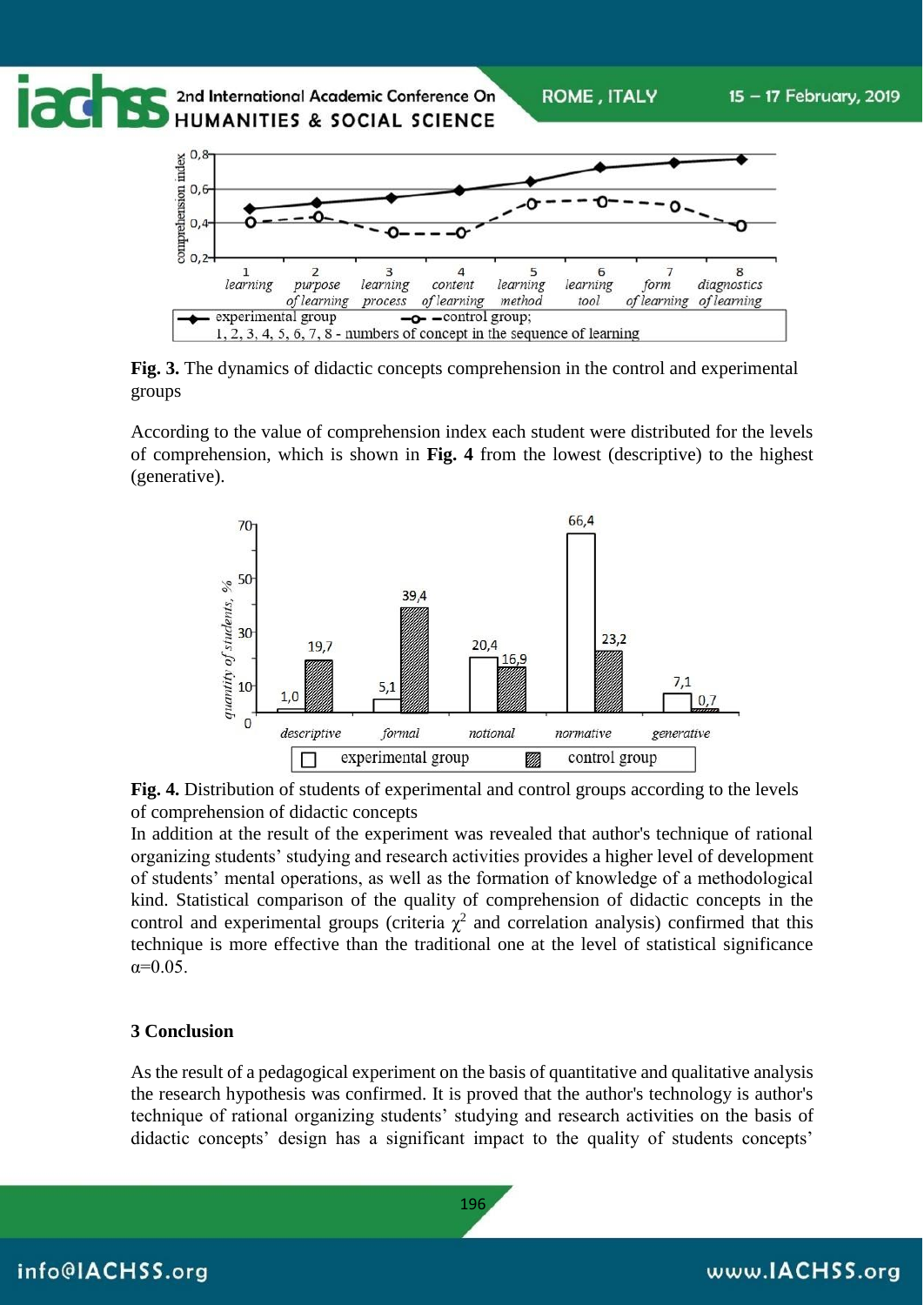**Fig. 3.** The dynamics of didactic concepts comprehension in the control and experimental groups

According to the value of comprehension index each student were distributed for the levels of comprehension, which is shown in **Fig. 4** from the lowest (descriptive) to the highest (generative).

**Fig. 4.** Distribution of students of experimental and control groups according to the levels of comprehension of didactic concepts

In addition at the result of the experiment was revealed that author's technique of rational organizing students' studying and research activities provides a higher level of development of students' mental operations, as well as the formation of knowledge of a methodological kind. Statistical comparison of the quality of comprehension of didactic concepts in the control and experimental groups (criteria $\chi^2$ and correlation analysis) confirmed that this technique is more effective than the traditional one at the level of statistical significance $\alpha$=0.05.

## 3 Conclusion

As the result of a pedagogical experiment on the basis of quantitative and qualitative analysis the research hypothesis was confirmed. It is proved that the author's technology is author's technique of rational organizing students' studying and research activities on the basis of didactic concepts' design has a significant impact to the quality of students concepts'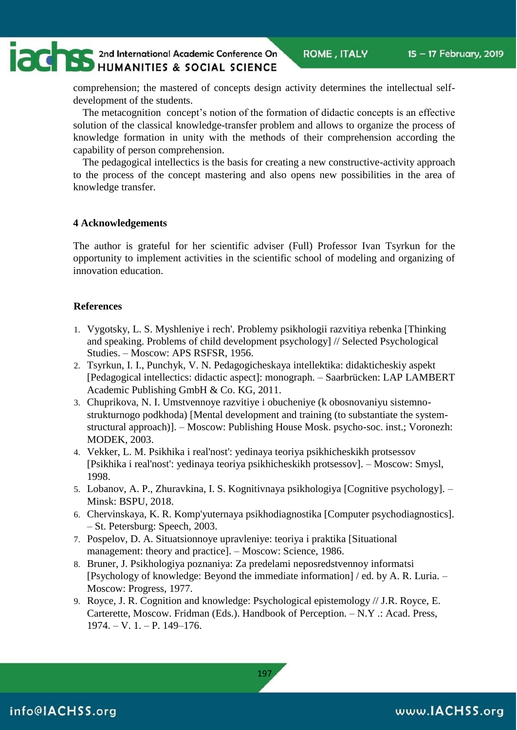comprehension; the mastered of concepts design activity determines the intellectual self-development of the students.

The metacognition concept's notion of the formation of didactic concepts is an effective solution of the classical knowledge-transfer problem and allows to organize the process of knowledge formation in unity with the methods of their comprehension according the capability of person comprehension.

The pedagogical intellectics is the basis for creating a new constructive-activity approach to the process of the concept mastering and also opens new possibilities in the area of knowledge transfer.

## 4 Acknowledgements

The author is grateful for her scientific adviser (Full) Professor Ivan Tsyrkun for the opportunity to implement activities in the scientific school of modeling and organizing of innovation education.

## References

1. Vygotsky, L. S. Myshleniye i rech'. Problemy psikhologii razvitiya rebenka [Thinking and speaking. Problems of child development psychology] // Selected Psychological Studies. – Moscow: APS RSFSR, 1956.
2. Tsyrkun, I. I., Punchyk, V. N. Pedagogicheskaya intellektika: didakticheskiy aspekt [Pedagogical intellectics: didactic aspect]: monograph. – Saarbrücken: LAP LAMBERT Academic Publishing GmbH & Co. KG, 2011.
3. Chuprikova, N. I. Umstvennoye razvitiye i obucheniye (k obosnovaniyu sistemno-strukturnogo podkhoda) [Mental development and training (to substantiate the system-structural approach)]. – Moscow: Publishing House Mosk. psycho-soc. inst.; Voronezh: MODEK, 2003.
4. Vekker, L. M. Psikhika i real'nost': yedinaya teoriya psikhicheskikh protsessov [Psikhika i real'nost': yedinaya teoriya psikhicheskikh protsessov]. – Moscow: Smysl, 1998.
5. Lobanov, A. P., Zhuravkina, I. S. Kognitivnaya psikhologiya [Cognitive psychology]. – Minsk: BSPU, 2018.
6. Chervinskaya, K. R. Komp'yuternaya psikhodiagnostika [Computer psychodiagnostics]. – St. Petersburg: Speech, 2003.
7. Pospelov, D. A. Situatsionnoye upravleniye: teoriya i praktika [Situational management: theory and practice]. – Moscow: Science, 1986.
8. Bruner, J. Psikhologiya poznaniya: Za predelami neposredstvennoy informatsi [Psychology of knowledge: Beyond the immediate information] / ed. by A. R. Luria. – Moscow: Progress, 1977.
9. Royce, J. R. Cognition and knowledge: Psychological epistemology // J.R. Royce, E. Carterette, Moscow. Fridman (Eds.). Handbook of Perception. – N.Y .: Acad. Press, 1974. – V. 1. – P. 149–176.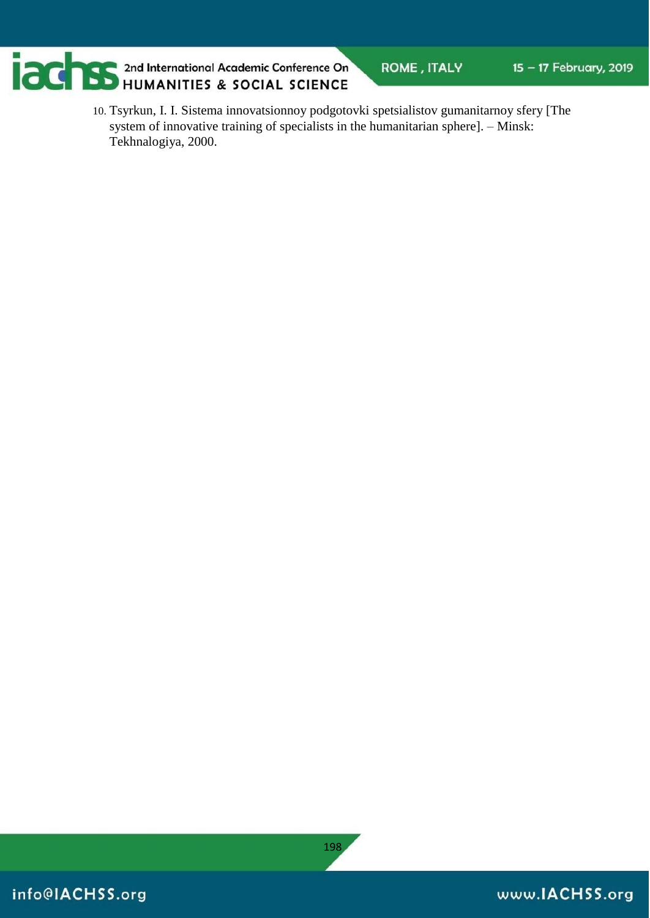10. Tsyrkun, I. I. Sistema innovatsionnoy podgotovki spetsialistov gumanitarnoy sfery [The system of innovative training of specialists in the humanitarian sphere]. – Minsk: Tekhnalogiya, 2000.